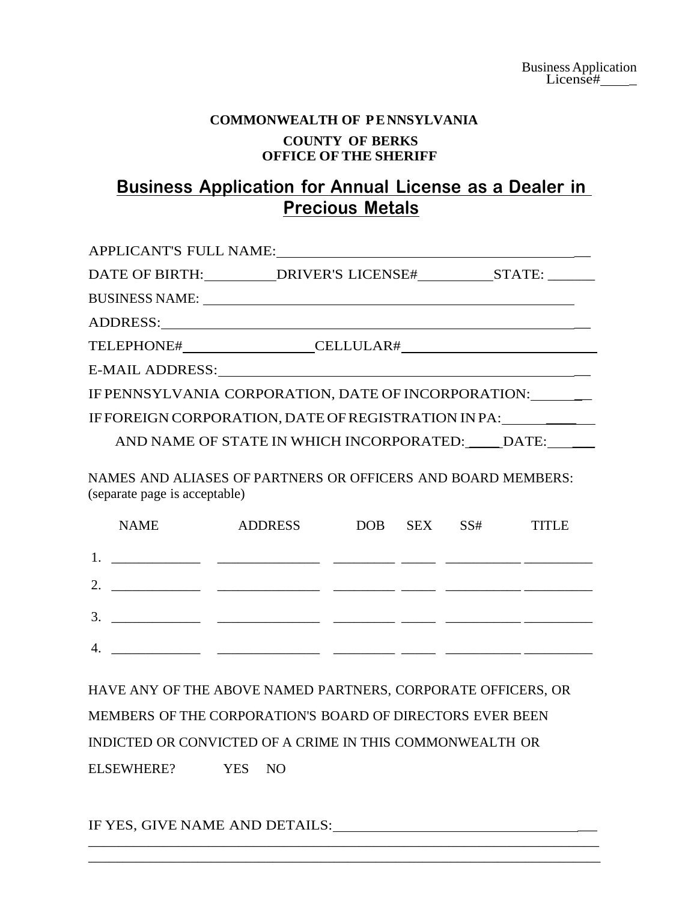Business Application
License#____

**COMMONWEALTH OF PENNSYLVANIA**

**COUNTY OF BERKS**
**OFFICE OF THE SHERIFF**

# Business Application for Annual License as a Dealer in Precious Metals

APPLICANT'S FULL NAME:______________________________________________

DATE OF BIRTH:__________ DRIVER'S LICENSE#__________ STATE: ______

BUSINESS NAME: ______________________________________________

ADDRESS:______________________________________________

TELEPHONE#__________________ CELLULAR#__________________________

E-MAIL ADDRESS:______________________________________________

IF PENNSYLVANIA CORPORATION, DATE OF INCORPORATION:________

IF FOREIGN CORPORATION, DATE OF REGISTRATION IN PA:__________

AND NAME OF STATE IN WHICH INCORPORATED:____ DATE:_______

NAMES AND ALIASES OF PARTNERS OR OFFICERS AND BOARD MEMBERS:
(separate page is acceptable)

| | NAME | ADDRESS | DOB | SEX | SS# | TITLE |
|---|---|---|---|---|---|---|
| 1. | | | | | | |
| 2. | | | | | | |
| 3. | | | | | | |
| 4. | | | | | | |

HAVE ANY OF THE ABOVE NAMED PARTNERS, CORPORATE OFFICERS, OR MEMBERS OF THE CORPORATION'S BOARD OF DIRECTORS EVER BEEN INDICTED OR CONVICTED OF A CRIME IN THIS COMMONWEALTH OR ELSEWHERE? YES NO

IF YES, GIVE NAME AND DETAILS:______________________________________________
______________________________________________________________________
______________________________________________________________________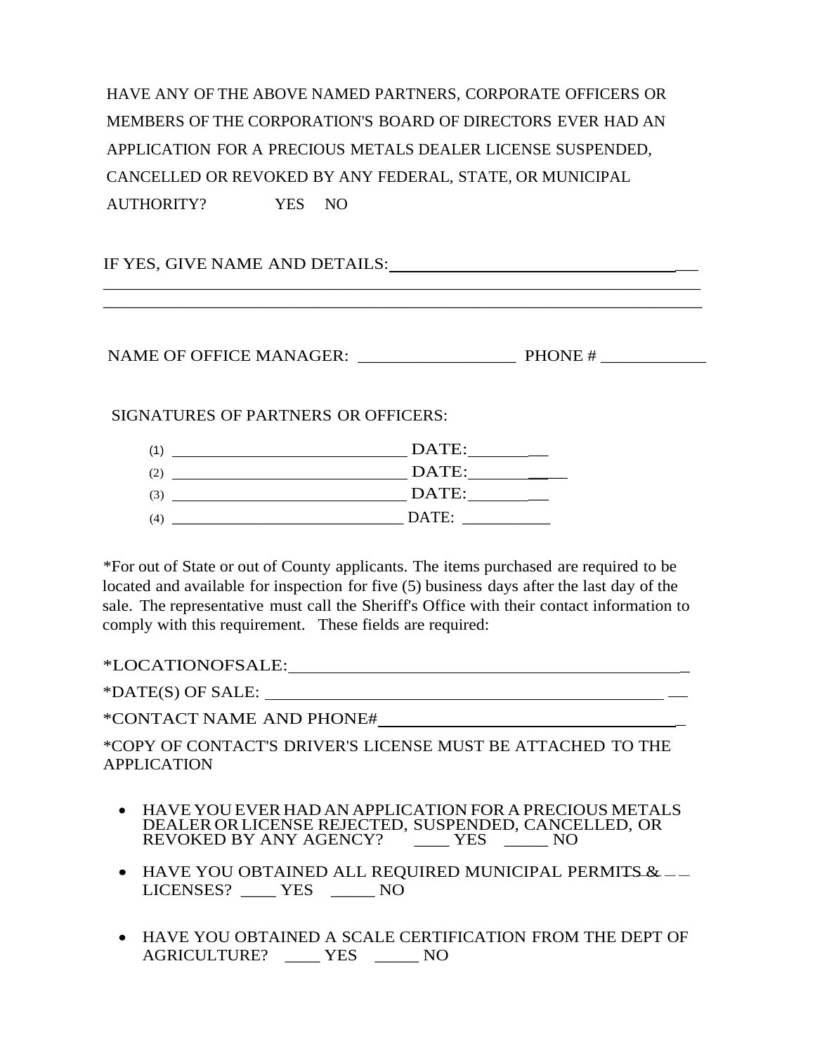HAVE ANY OF THE ABOVE NAMED PARTNERS, CORPORATE OFFICERS OR MEMBERS OF THE CORPORATION'S BOARD OF DIRECTORS EVER HAD AN APPLICATION FOR A PRECIOUS METALS DEALER LICENSE SUSPENDED, CANCELLED OR REVOKED BY ANY FEDERAL, STATE, OR MUNICIPAL AUTHORITY? YES NO

IF YES, GIVE NAME AND DETAILS:___________________________________

_____________________________________________________________________________

_____________________________________________________________________________

NAME OF OFFICE MANAGER: __________________ PHONE # ____________

SIGNATURES OF PARTNERS OR OFFICERS:

(1) ____________________________ DATE:__________

(2) ____________________________ DATE:__________

(3) ____________________________ DATE:__________

(4) ____________________________ DATE: __________

*For out of State or out of County applicants. The items purchased are required to be located and available for inspection for five (5) business days after the last day of the sale. The representative must call the Sheriff's Office with their contact information to comply with this requirement. These fields are required:

*LOCATIONOFSALE:_____________________________________________

*DATE(S) OF SALE: ____________________________________________

*CONTACT NAME AND PHONE#_________________________________

*COPY OF CONTACT'S DRIVER'S LICENSE MUST BE ATTACHED TO THE APPLICATION

- HAVE YOU EVER HAD AN APPLICATION FOR A PRECIOUS METALS DEALER OR LICENSE REJECTED, SUSPENDED, CANCELLED, OR REVOKED BY ANY AGENCY? ____ YES _____ NO

- HAVE YOU OBTAINED ALL REQUIRED MUNICIPAL PERMITS & LICENSES? ____ YES _____ NO

- HAVE YOU OBTAINED A SCALE CERTIFICATION FROM THE DEPT OF AGRICULTURE? ____ YES _____ NO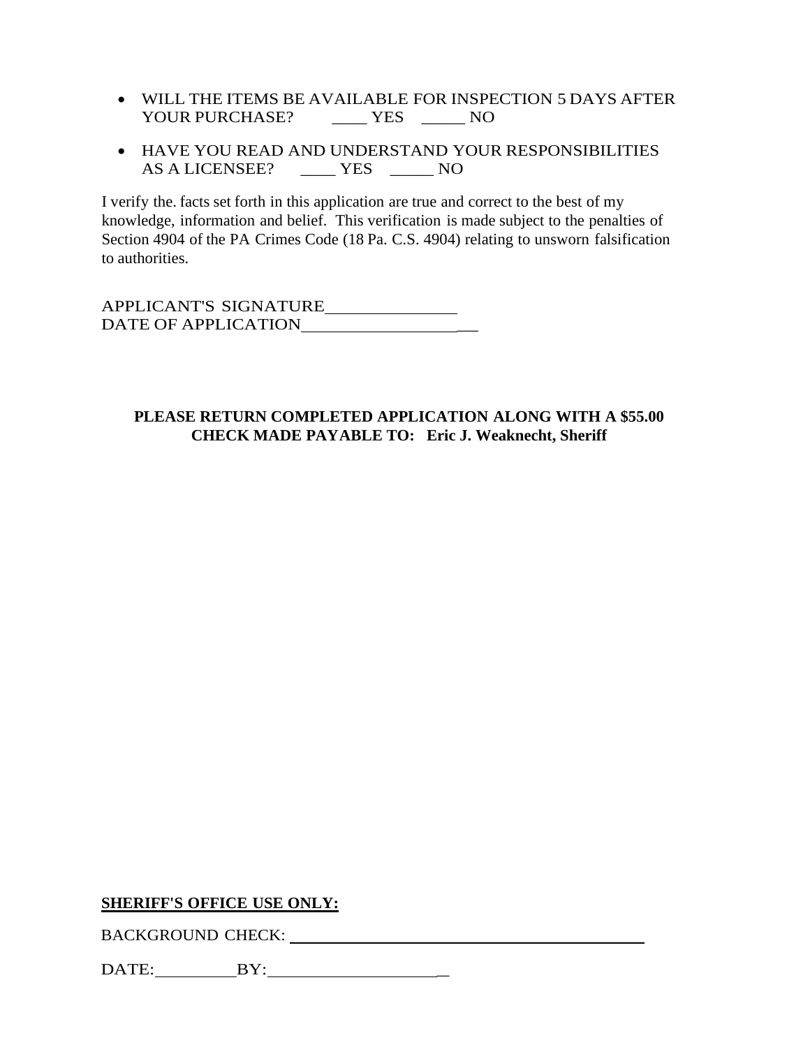- WILL THE ITEMS BE AVAILABLE FOR INSPECTION 5 DAYS AFTER YOUR PURCHASE? ____ YES _____ NO

- HAVE YOU READ AND UNDERSTAND YOUR RESPONSIBILITIES AS A LICENSEE? ____ YES _____ NO

I verify the. facts set forth in this application are true and correct to the best of my knowledge, information and belief. This verification is made subject to the penalties of Section 4904 of the PA Crimes Code (18 Pa. C.S. 4904) relating to unsworn falsification to authorities.

APPLICANT'S SIGNATURE________________

DATE OF APPLICATION____________________

**PLEASE RETURN COMPLETED APPLICATION ALONG WITH A $55.00 CHECK MADE PAYABLE TO: Eric J. Weaknecht, Sheriff**

**SHERIFF'S OFFICE USE ONLY:**

BACKGROUND CHECK: ________________________________________

DATE:__________BY:____________________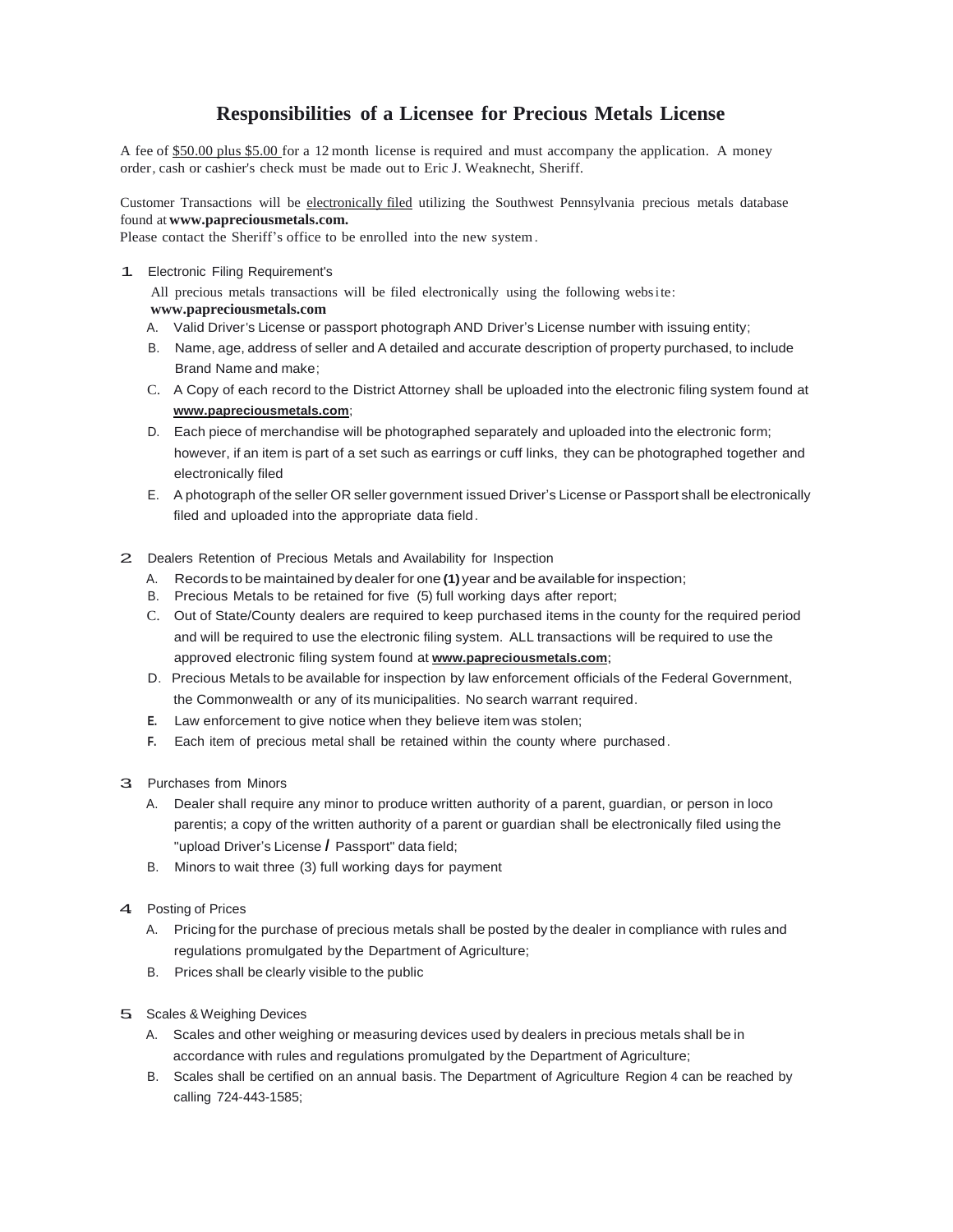# Responsibilities of a Licensee for Precious Metals License

A fee of $50.00 plus $5.00 for a 12 month license is required and must accompany the application. A money order, cash or cashier's check must be made out to Eric J. Weaknecht, Sheriff.

Customer Transactions will be electronically filed utilizing the Southwest Pennsylvania precious metals database found at **www.papreciousmetals.com.**
Please contact the Sheriff's office to be enrolled into the new system.

1. Electronic Filing Requirement's

   All precious metals transactions will be filed electronically using the following website:
   **www.papreciousmetals.com**

   A. Valid Driver's License or passport photograph AND Driver's License number with issuing entity;
   B. Name, age, address of seller and A detailed and accurate description of property purchased, to include Brand Name and make;
   C. A Copy of each record to the District Attorney shall be uploaded into the electronic filing system found at **www.papreciousmetals.com**;
   D. Each piece of merchandise will be photographed separately and uploaded into the electronic form; however, if an item is part of a set such as earrings or cuff links, they can be photographed together and electronically filed
   E. A photograph of the seller OR seller government issued Driver's License or Passport shall be electronically filed and uploaded into the appropriate data field.

2. Dealers Retention of Precious Metals and Availability for Inspection

   A. Records to be maintained by dealer for one **(1)** year and be available for inspection;
   B. Precious Metals to be retained for five (5) full working days after report;
   C. Out of State/County dealers are required to keep purchased items in the county for the required period and will be required to use the electronic filing system. ALL transactions will be required to use the approved electronic filing system found at **www.papreciousmetals.com**;
   D. Precious Metals to be available for inspection by law enforcement officials of the Federal Government, the Commonwealth or any of its municipalities. No search warrant required.
   E. Law enforcement to give notice when they believe item was stolen;
   F. Each item of precious metal shall be retained within the county where purchased.

3. Purchases from Minors

   A. Dealer shall require any minor to produce written authority of a parent, guardian, or person in loco parentis; a copy of the written authority of a parent or guardian shall be electronically filed using the "upload Driver's License / Passport" data field;
   B. Minors to wait three (3) full working days for payment

4. Posting of Prices

   A. Pricing for the purchase of precious metals shall be posted by the dealer in compliance with rules and regulations promulgated by the Department of Agriculture;
   B. Prices shall be clearly visible to the public

5. Scales & Weighing Devices

   A. Scales and other weighing or measuring devices used by dealers in precious metals shall be in accordance with rules and regulations promulgated by the Department of Agriculture;
   B. Scales shall be certified on an annual basis. The Department of Agriculture Region 4 can be reached by calling 724-443-1585;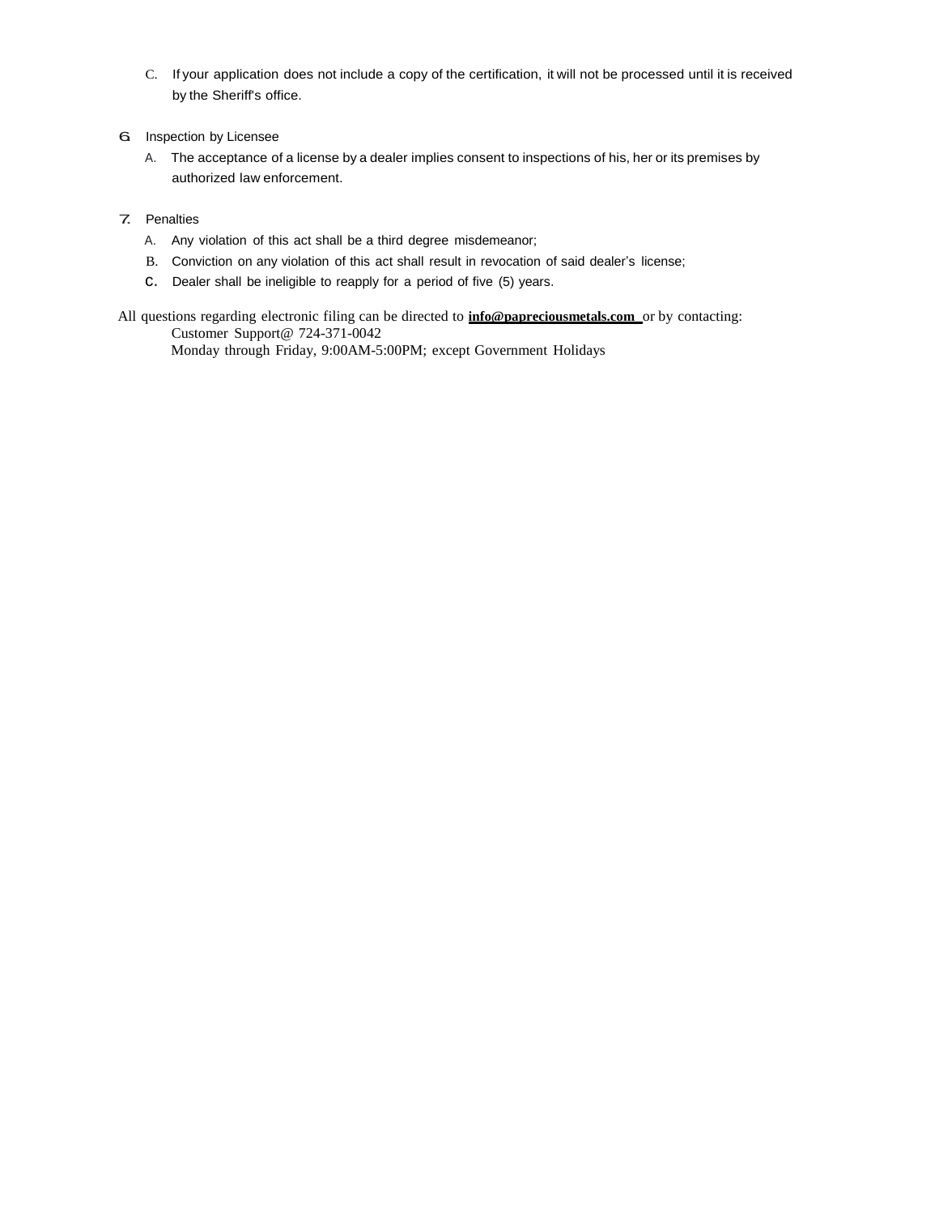C. If your application does not include a copy of the certification, it will not be processed until it is received by the Sheriff's office.

6. Inspection by Licensee

A. The acceptance of a license by a dealer implies consent to inspections of his, her or its premises by authorized law enforcement.

7. Penalties

A. Any violation of this act shall be a third degree misdemeanor;

B. Conviction on any violation of this act shall result in revocation of said dealer's license;

C. Dealer shall be ineligible to reapply for a period of five (5) years.

All questions regarding electronic filing can be directed to **info@papreciousmetals.com** or by contacting:

Customer Support@ 724-371-0042

Monday through Friday, 9:00AM-5:00PM; except Government Holidays